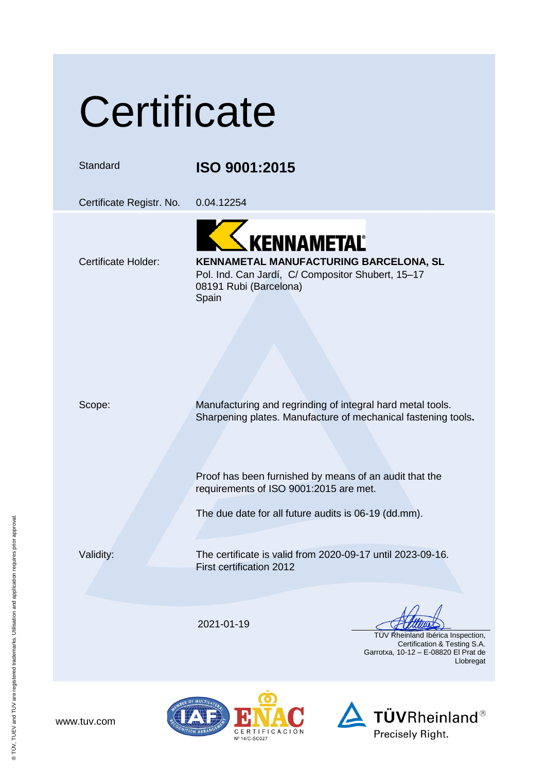# Certificate

| | |
|---|---|
| Standard | **ISO 9001:2015** |
| Certificate Registr. No. | 0.04.12254 |

KENNAMETAL

Certificate Holder:

**KENNAMETAL MANUFACTURING BARCELONA, SL**
Pol. Ind. Can Jardí, C/ Compositor Shubert, 15–17
08191 Rubi (Barcelona)
Spain

Scope:

Manufacturing and regrinding of integral hard metal tools.
Sharpening plates. Manufacture of mechanical fastening tools**.**

Proof has been furnished by means of an audit that the requirements of ISO 9001:2015 are met.

The due date for all future audits is 06-19 (dd.mm).

Validity:

The certificate is valid from 2020-09-17 until 2023-09-16.
First certification 2012

2021-01-19

TÜV Rheinland Ibérica Inspection,
Certification & Testing S.A.
Garrotxa, 10-12 – E-08820 El Prat de Llobregat

www.tuv.com

IAF ENAC CERTIFICACIÓN Nº 14/C-SC027

TÜVRheinland®
Precisely Right.

® TÜV, TUEV and TUV are registered trademarks. Utilisation and application requires prior approval.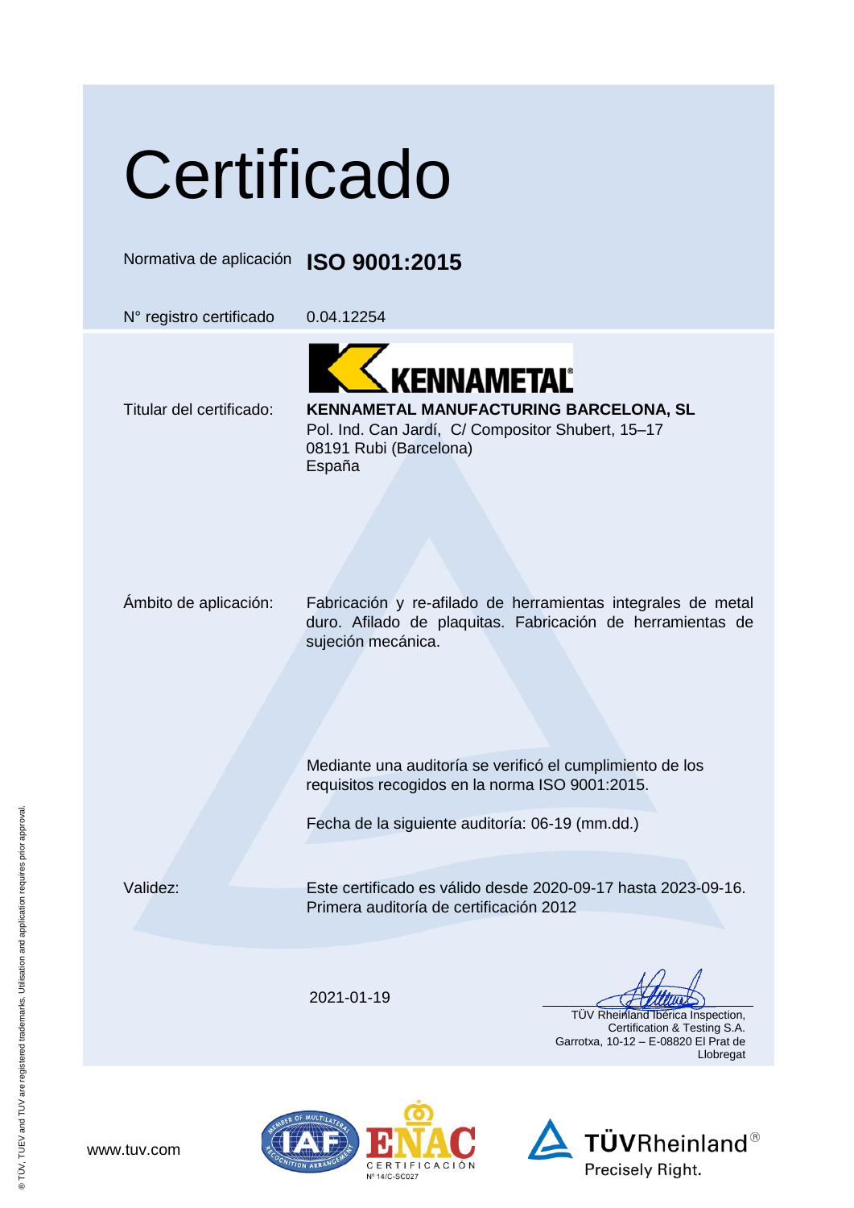# Certificado

Normativa de aplicación **ISO 9001:2015**

N° registro certificado 0.04.12254

Titular del certificado: **KENNAMETAL MANUFACTURING BARCELONA, SL**
Pol. Ind. Can Jardí, C/ Compositor Shubert, 15–17
08191 Rubi (Barcelona)
España

Ámbito de aplicación: Fabricación y re-afilado de herramientas integrales de metal duro. Afilado de plaquitas. Fabricación de herramientas de sujeción mecánica.

Mediante una auditoría se verificó el cumplimiento de los requisitos recogidos en la norma ISO 9001:2015.

Fecha de la siguiente auditoría: 06-19 (mm.dd.)

Validez: Este certificado es válido desde 2020-09-17 hasta 2023-09-16.
Primera auditoría de certificación 2012

2021-01-19

TÜV Rheinland Ibérica Inspection, Certification & Testing S.A.
Garrotxa, 10-12 – E-08820 El Prat de Llobregat

www.tuv.com

ENAC CERTIFICACIÓN Nº 14/C-SC027

TÜVRheinland® Precisely Right.

® TÜV, TUEV and TUV are registered trademarks. Utilisation and application requires prior approval.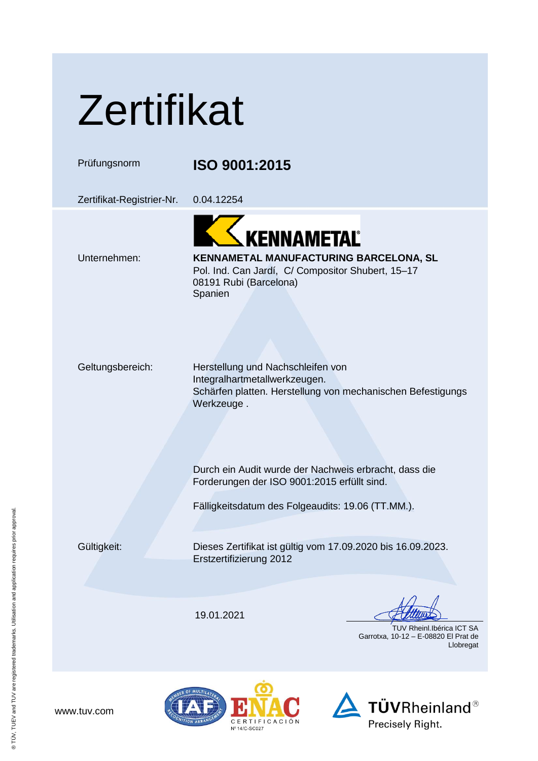# Zertifikat

| | |
|---|---|
| Prüfungsnorm | **ISO 9001:2015** |
| Zertifikat-Registrier-Nr. | 0.04.12254 |

KENNAMETAL

Unternehmen:

**KENNAMETAL MANUFACTURING BARCELONA, SL**
Pol. Ind. Can Jardí, C/ Compositor Shubert, 15–17
08191 Rubi (Barcelona)
Spanien

Geltungsbereich:

Herstellung und Nachschleifen von Integralhartmetallwerkzeugen.
Schärfen platten. Herstellung von mechanischen Befestigungs Werkzeuge .

Durch ein Audit wurde der Nachweis erbracht, dass die Forderungen der ISO 9001:2015 erfüllt sind.

Fälligkeitsdatum des Folgeaudits: 19.06 (TT.MM.).

Gültigkeit:

Dieses Zertifikat ist gültig vom 17.09.2020 bis 16.09.2023.
Erstzertifizierung 2012

19.01.2021

TUV Rheinl.Ibérica ICT SA
Garrotxa, 10-12 – E-08820 El Prat de Llobregat

www.tuv.com

ENAC CERTIFICACIÓN Nº 14/C-SC027

TÜVRheinland®
Precisely Right.

® TÜV, TUEV and TUV are registered trademarks. Utilisation and application requires prior approval.